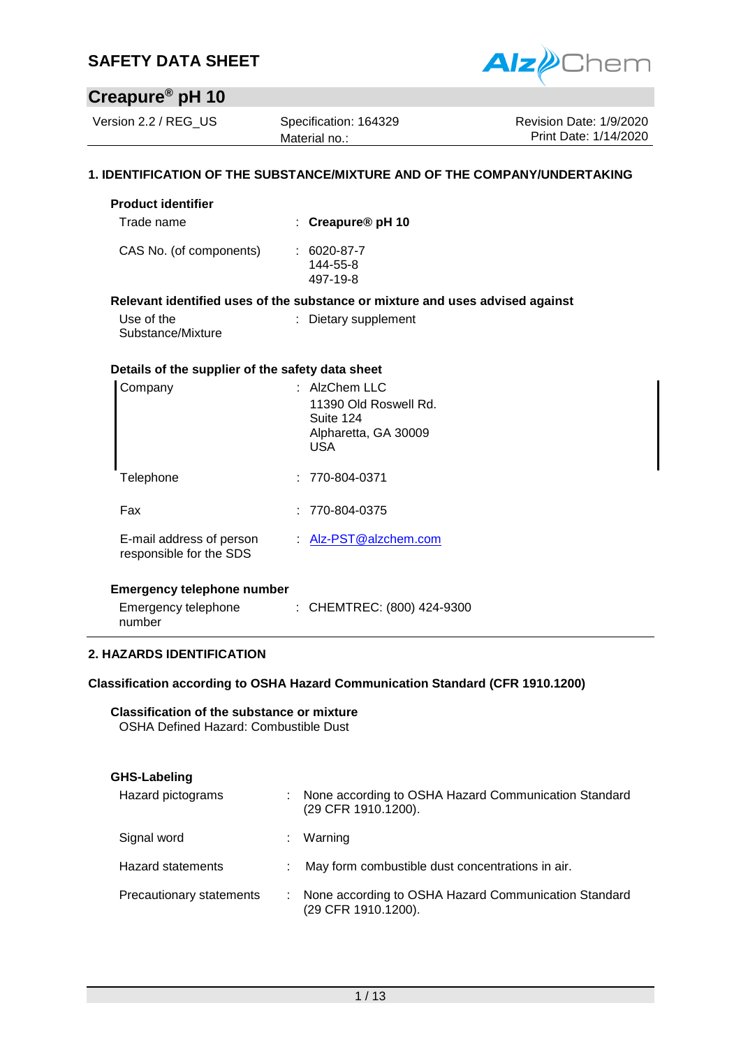# SAFETY DATA SHEET

## Creapure® pH 10

| Version 2.2 / REG_US | Specification: 164329<br>Material no.: | Revision Date: 1/9/2020<br>Print Date: 1/14/2020 |
|---|---|---|

### 1. IDENTIFICATION OF THE SUBSTANCE/MIXTURE AND OF THE COMPANY/UNDERTAKING

**Product identifier**

| | |
|---|---|
| Trade name | : **Creapure® pH 10** |
| CAS No. (of components) | : 6020-87-7<br>144-55-8<br>497-19-8 |

**Relevant identified uses of the substance or mixture and uses advised against**

| | |
|---|---|
| Use of the Substance/Mixture | : Dietary supplement |

**Details of the supplier of the safety data sheet**

| | |
|---|---|
| Company | : AlzChem LLC<br>11390 Old Roswell Rd.<br>Suite 124<br>Alpharetta, GA 30009<br>USA |
| Telephone | : 770-804-0371 |
| Fax | : 770-804-0375 |
| E-mail address of person responsible for the SDS | : Alz-PST@alzchem.com |

**Emergency telephone number**

| | |
|---|---|
| Emergency telephone number | : CHEMTREC: (800) 424-9300 |

### 2. HAZARDS IDENTIFICATION

**Classification according to OSHA Hazard Communication Standard (CFR 1910.1200)**

**Classification of the substance or mixture**

OSHA Defined Hazard: Combustible Dust

**GHS-Labeling**

| | |
|---|---|
| Hazard pictograms | : None according to OSHA Hazard Communication Standard (29 CFR 1910.1200). |
| Signal word | : Warning |
| Hazard statements | : May form combustible dust concentrations in air. |
| Precautionary statements | : None according to OSHA Hazard Communication Standard (29 CFR 1910.1200). |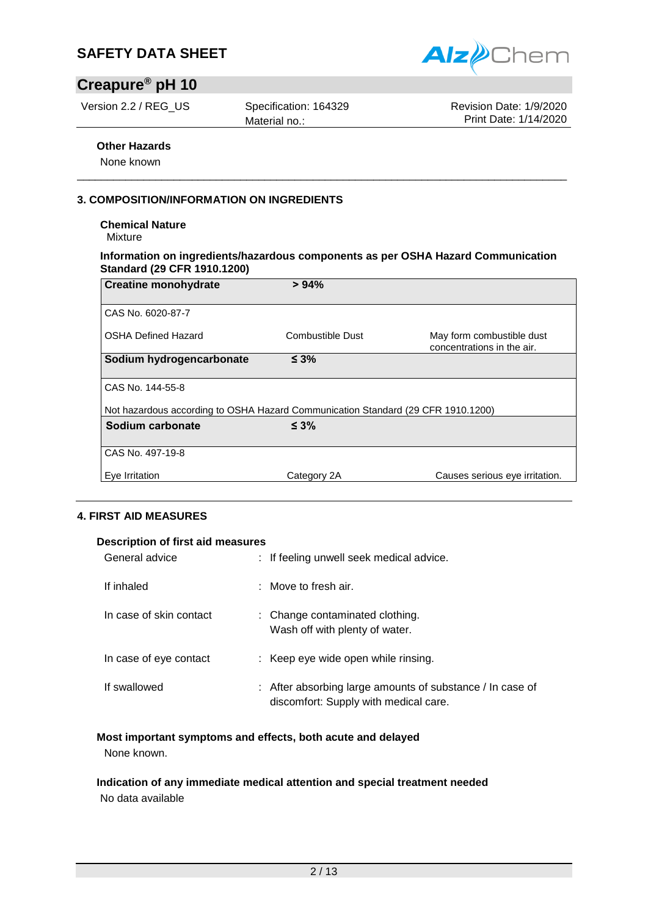**Other Hazards**

None known

## 3. COMPOSITION/INFORMATION ON INGREDIENTS

**Chemical Nature**

Mixture

**Information on ingredients/hazardous components as per OSHA Hazard Communication Standard (29 CFR 1910.1200)**

| **Creatine monohydrate** | **> 94%** | |
|---|---|---|
| CAS No. 6020-87-7 | | |
| OSHA Defined Hazard | Combustible Dust | May form combustible dust concentrations in the air. |
| **Sodium hydrogencarbonate** | **≤ 3%** | |
| CAS No. 144-55-8 | | |
| Not hazardous according to OSHA Hazard Communication Standard (29 CFR 1910.1200) | | |
| **Sodium carbonate** | **≤ 3%** | |
| CAS No. 497-19-8 | | |
| Eye Irritation | Category 2A | Causes serious eye irritation. |

## 4. FIRST AID MEASURES

**Description of first aid measures**

| | |
|---|---|
| General advice | : If feeling unwell seek medical advice. |
| If inhaled | : Move to fresh air. |
| In case of skin contact | : Change contaminated clothing. Wash off with plenty of water. |
| In case of eye contact | : Keep eye wide open while rinsing. |
| If swallowed | : After absorbing large amounts of substance / In case of discomfort: Supply with medical care. |

**Most important symptoms and effects, both acute and delayed**

None known.

**Indication of any immediate medical attention and special treatment needed**

No data available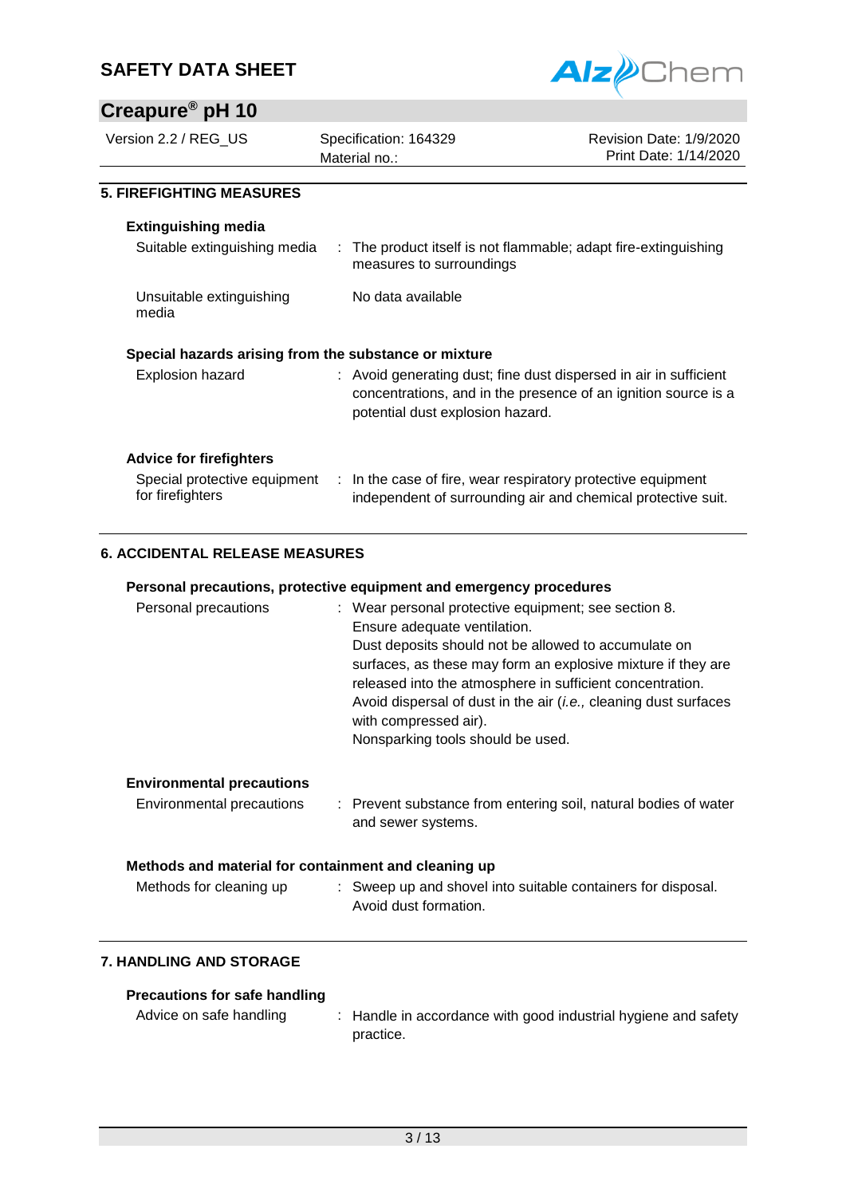## 5. FIREFIGHTING MEASURES

### Extinguishing media

| | |
|---|---|
| Suitable extinguishing media | : The product itself is not flammable; adapt fire-extinguishing measures to surroundings |
| Unsuitable extinguishing media | No data available |

### Special hazards arising from the substance or mixture

| | |
|---|---|
| Explosion hazard | : Avoid generating dust; fine dust dispersed in air in sufficient concentrations, and in the presence of an ignition source is a potential dust explosion hazard. |

### Advice for firefighters

| | |
|---|---|
| Special protective equipment for firefighters | : In the case of fire, wear respiratory protective equipment independent of surrounding air and chemical protective suit. |

## 6. ACCIDENTAL RELEASE MEASURES

### Personal precautions, protective equipment and emergency procedures

Personal precautions : Wear personal protective equipment; see section 8.
Ensure adequate ventilation.
Dust deposits should not be allowed to accumulate on surfaces, as these may form an explosive mixture if they are released into the atmosphere in sufficient concentration.
Avoid dispersal of dust in the air (*i.e.,* cleaning dust surfaces with compressed air).
Nonsparking tools should be used.

### Environmental precautions

| | |
|---|---|
| Environmental precautions | : Prevent substance from entering soil, natural bodies of water and sewer systems. |

### Methods and material for containment and cleaning up

Methods for cleaning up : Sweep up and shovel into suitable containers for disposal.
Avoid dust formation.

## 7. HANDLING AND STORAGE

### Precautions for safe handling

| | |
|---|---|
| Advice on safe handling | : Handle in accordance with good industrial hygiene and safety practice. |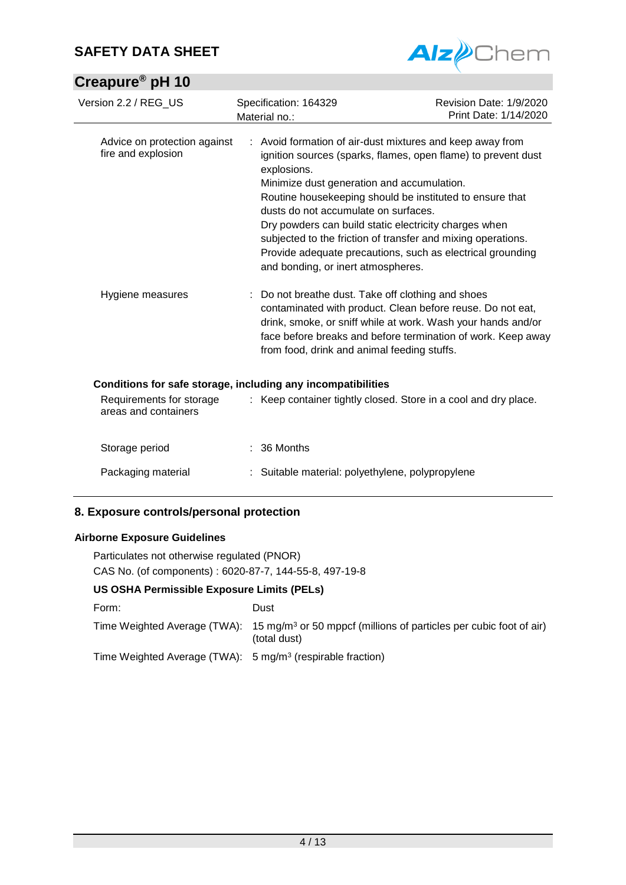| | |
|---|---|
| Advice on protection against fire and explosion | : Avoid formation of air-dust mixtures and keep away from ignition sources (sparks, flames, open flame) to prevent dust explosions. Minimize dust generation and accumulation. Routine housekeeping should be instituted to ensure that dusts do not accumulate on surfaces. Dry powders can build static electricity charges when subjected to the friction of transfer and mixing operations. Provide adequate precautions, such as electrical grounding and bonding, or inert atmospheres. |
| Hygiene measures | : Do not breathe dust. Take off clothing and shoes contaminated with product. Clean before reuse. Do not eat, drink, smoke, or sniff while at work. Wash your hands and/or face before breaks and before termination of work. Keep away from food, drink and animal feeding stuffs. |

**Conditions for safe storage, including any incompatibilities**

| | |
|---|---|
| Requirements for storage areas and containers | : Keep container tightly closed. Store in a cool and dry place. |
| Storage period | : 36 Months |
| Packaging material | : Suitable material: polyethylene, polypropylene |

## 8. Exposure controls/personal protection

### Airborne Exposure Guidelines

Particulates not otherwise regulated (PNOR)

CAS No. (of components) : 6020-87-7, 144-55-8, 497-19-8

**US OSHA Permissible Exposure Limits (PELs)**

| | |
|---|---|
| Form: | Dust |
| Time Weighted Average (TWA): | 15 mg/m³ or 50 mppcf (millions of particles per cubic foot of air) (total dust) |
| Time Weighted Average (TWA): | 5 mg/m³ (respirable fraction) |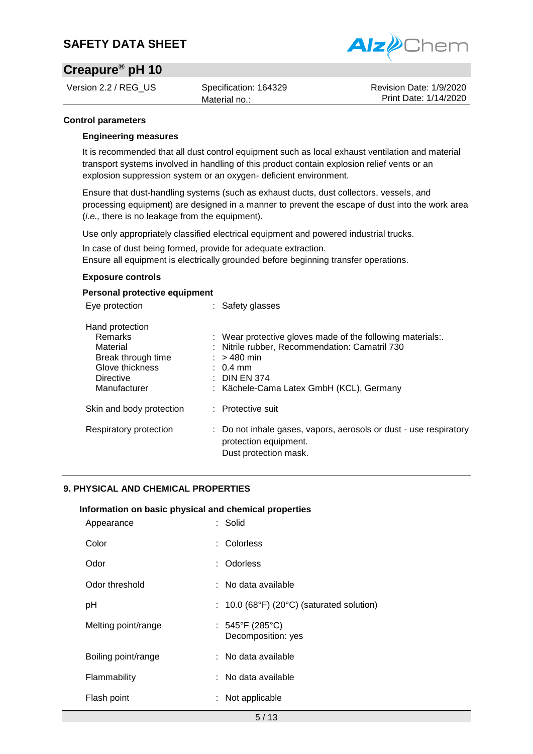**Control parameters**

**Engineering measures**

It is recommended that all dust control equipment such as local exhaust ventilation and material transport systems involved in handling of this product contain explosion relief vents or an explosion suppression system or an oxygen- deficient environment.

Ensure that dust-handling systems (such as exhaust ducts, dust collectors, vessels, and processing equipment) are designed in a manner to prevent the escape of dust into the work area (*i.e.,* there is no leakage from the equipment).

Use only appropriately classified electrical equipment and powered industrial trucks.

In case of dust being formed, provide for adequate extraction.
Ensure all equipment is electrically grounded before beginning transfer operations.

**Exposure controls**

**Personal protective equipment**

| | |
|---|---|
| Eye protection | : Safety glasses |
| Hand protection | |
| Remarks | : Wear protective gloves made of the following materials:. |
| Material | : Nitrile rubber, Recommendation: Camatril 730 |
| Break through time | : > 480 min |
| Glove thickness | : 0.4 mm |
| Directive | : DIN EN 374 |
| Manufacturer | : Kächele-Cama Latex GmbH (KCL), Germany |
| Skin and body protection | : Protective suit |
| Respiratory protection | : Do not inhale gases, vapors, aerosols or dust - use respiratory protection equipment. Dust protection mask. |

## 9. PHYSICAL AND CHEMICAL PROPERTIES

**Information on basic physical and chemical properties**

| | |
|---|---|
| Appearance | : Solid |
| Color | : Colorless |
| Odor | : Odorless |
| Odor threshold | : No data available |
| pH | : 10.0 (68°F) (20°C) (saturated solution) |
| Melting point/range | : 545°F (285°C) Decomposition: yes |
| Boiling point/range | : No data available |
| Flammability | : No data available |
| Flash point | : Not applicable |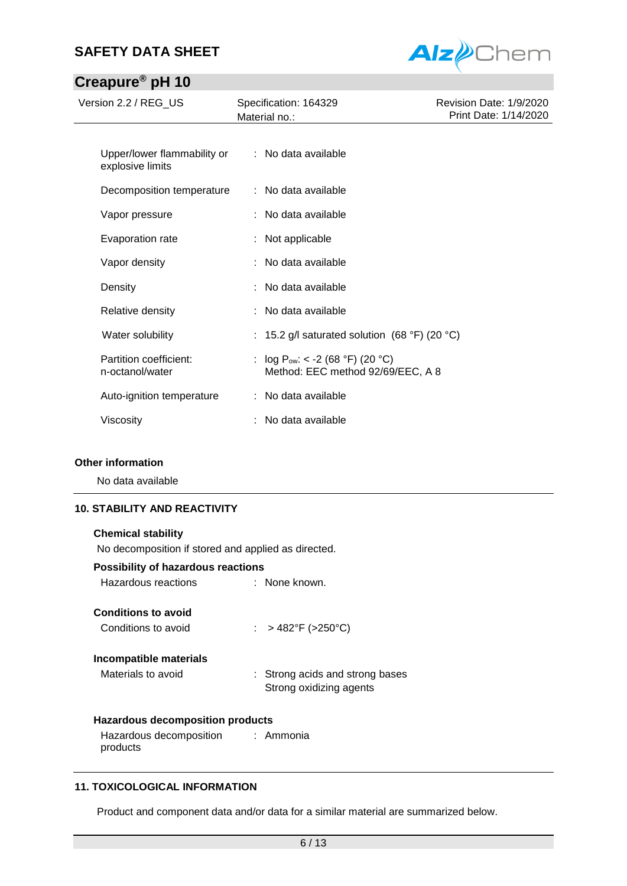| | | |
|---|---|---|
| Upper/lower flammability or explosive limits | : | No data available |
| Decomposition temperature | : | No data available |
| Vapor pressure | : | No data available |
| Evaporation rate | : | Not applicable |
| Vapor density | : | No data available |
| Density | : | No data available |
| Relative density | : | No data available |
| Water solubility | : | 15.2 g/l saturated solution (68 °F) (20 °C) |
| Partition coefficient: n-octanol/water | : | log $P_{ow}$: < -2 (68 °F) (20 °C)<br>Method: EEC method 92/69/EEC, A 8 |
| Auto-ignition temperature | : | No data available |
| Viscosity | : | No data available |

**Other information**

No data available

## 10. STABILITY AND REACTIVITY

**Chemical stability**

No decomposition if stored and applied as directed.

**Possibility of hazardous reactions**

Hazardous reactions : None known.

**Conditions to avoid**

Conditions to avoid : > 482°F (>250°C)

**Incompatible materials**

Materials to avoid : Strong acids and strong bases
Strong oxidizing agents

**Hazardous decomposition products**

Hazardous decomposition products : Ammonia

## 11. TOXICOLOGICAL INFORMATION

Product and component data and/or data for a similar material are summarized below.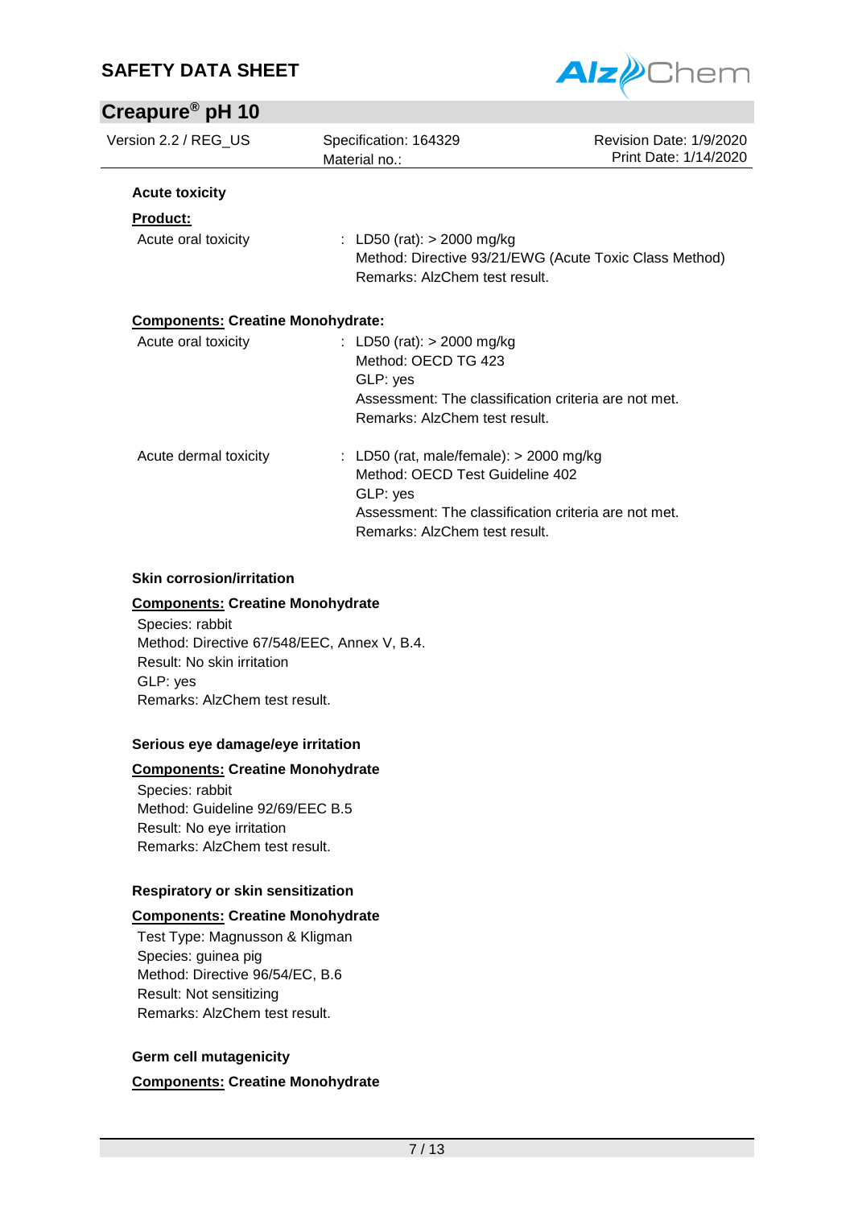**Acute toxicity**

**Product:**

| | |
|---|---|
| Acute oral toxicity | : LD50 (rat): > 2000 mg/kg<br>Method: Directive 93/21/EWG (Acute Toxic Class Method)<br>Remarks: AlzChem test result. |

**Components: Creatine Monohydrate:**

| | |
|---|---|
| Acute oral toxicity | : LD50 (rat): > 2000 mg/kg<br>Method: OECD TG 423<br>GLP: yes<br>Assessment: The classification criteria are not met.<br>Remarks: AlzChem test result. |
| Acute dermal toxicity | : LD50 (rat, male/female): > 2000 mg/kg<br>Method: OECD Test Guideline 402<br>GLP: yes<br>Assessment: The classification criteria are not met.<br>Remarks: AlzChem test result. |

**Skin corrosion/irritation**

**Components: Creatine Monohydrate**

Species: rabbit
Method: Directive 67/548/EEC, Annex V, B.4.
Result: No skin irritation
GLP: yes
Remarks: AlzChem test result.

**Serious eye damage/eye irritation**

**Components: Creatine Monohydrate**

Species: rabbit
Method: Guideline 92/69/EEC B.5
Result: No eye irritation
Remarks: AlzChem test result.

**Respiratory or skin sensitization**

**Components: Creatine Monohydrate**

Test Type: Magnusson & Kligman
Species: guinea pig
Method: Directive 96/54/EC, B.6
Result: Not sensitizing
Remarks: AlzChem test result.

**Germ cell mutagenicity**

**Components: Creatine Monohydrate**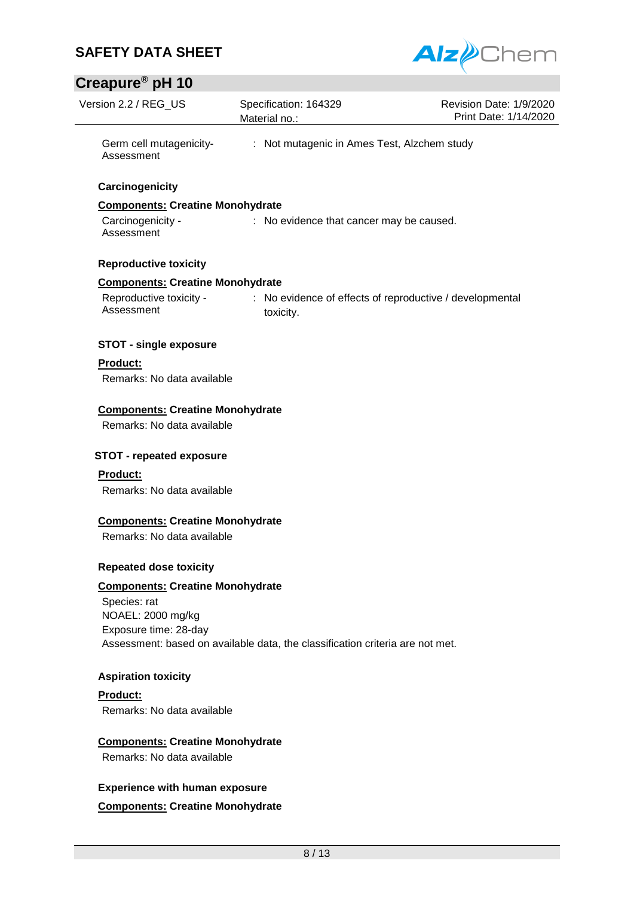Germ cell mutagenicity- Assessment : Not mutagenic in Ames Test, Alzchem study

**Carcinogenicity**

**<u>Components:</u> Creatine Monohydrate**

Carcinogenicity - Assessment : No evidence that cancer may be caused.

**Reproductive toxicity**

**<u>Components:</u> Creatine Monohydrate**

Reproductive toxicity - Assessment : No evidence of effects of reproductive / developmental toxicity.

**STOT - single exposure**

**<u>Product:</u>**

Remarks: No data available

**<u>Components:</u> Creatine Monohydrate**

Remarks: No data available

**STOT - repeated exposure**

**<u>Product:</u>**

Remarks: No data available

**<u>Components:</u> Creatine Monohydrate**

Remarks: No data available

**Repeated dose toxicity**

**<u>Components:</u> Creatine Monohydrate**

Species: rat
NOAEL: 2000 mg/kg
Exposure time: 28-day
Assessment: based on available data, the classification criteria are not met.

**Aspiration toxicity**

**<u>Product:</u>**

Remarks: No data available

**<u>Components:</u> Creatine Monohydrate**

Remarks: No data available

**Experience with human exposure**

**<u>Components:</u> Creatine Monohydrate**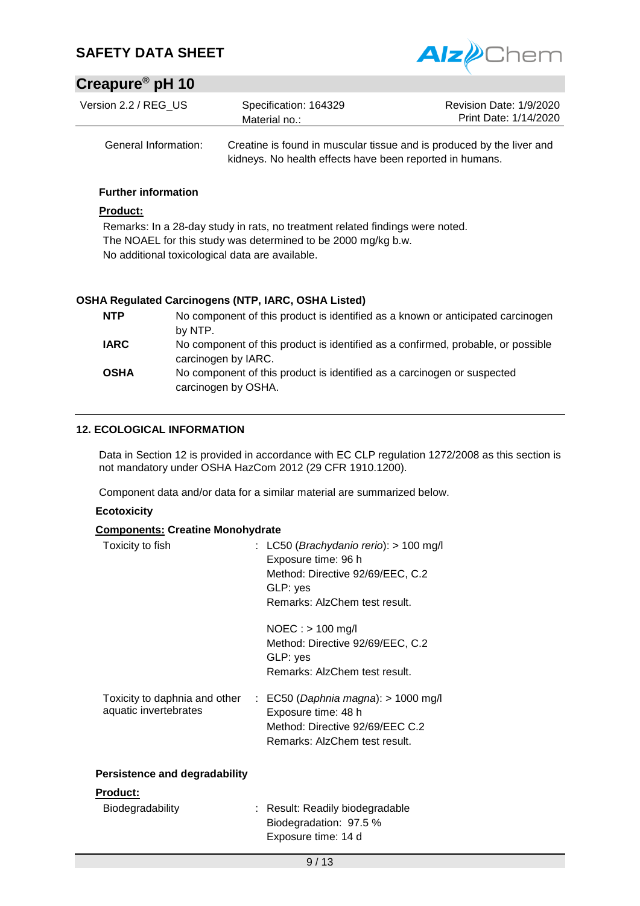General Information: Creatine is found in muscular tissue and is produced by the liver and kidneys. No health effects have been reported in humans.

**Further information**

**Product:**

Remarks: In a 28-day study in rats, no treatment related findings were noted.
The NOAEL for this study was determined to be 2000 mg/kg b.w.
No additional toxicological data are available.

**OSHA Regulated Carcinogens (NTP, IARC, OSHA Listed)**

| | |
|---|---|
| **NTP** | No component of this product is identified as a known or anticipated carcinogen by NTP. |
| **IARC** | No component of this product is identified as a confirmed, probable, or possible carcinogen by IARC. |
| **OSHA** | No component of this product is identified as a carcinogen or suspected carcinogen by OSHA. |

## 12. ECOLOGICAL INFORMATION

Data in Section 12 is provided in accordance with EC CLP regulation 1272/2008 as this section is not mandatory under OSHA HazCom 2012 (29 CFR 1910.1200).

Component data and/or data for a similar material are summarized below.

### Ecotoxicity

**Components: Creatine Monohydrate**

Toxicity to fish : LC50 (*Brachydanio rerio*): > 100 mg/l
Exposure time: 96 h
Method: Directive 92/69/EEC, C.2
GLP: yes
Remarks: AlzChem test result.

NOEC : > 100 mg/l
Method: Directive 92/69/EEC, C.2
GLP: yes
Remarks: AlzChem test result.

Toxicity to daphnia and other aquatic invertebrates : EC50 (*Daphnia magna*): > 1000 mg/l
Exposure time: 48 h
Method: Directive 92/69/EEC C.2
Remarks: AlzChem test result.

### Persistence and degradability

**Product:**

Biodegradability : Result: Readily biodegradable
Biodegradation: 97.5 %
Exposure time: 14 d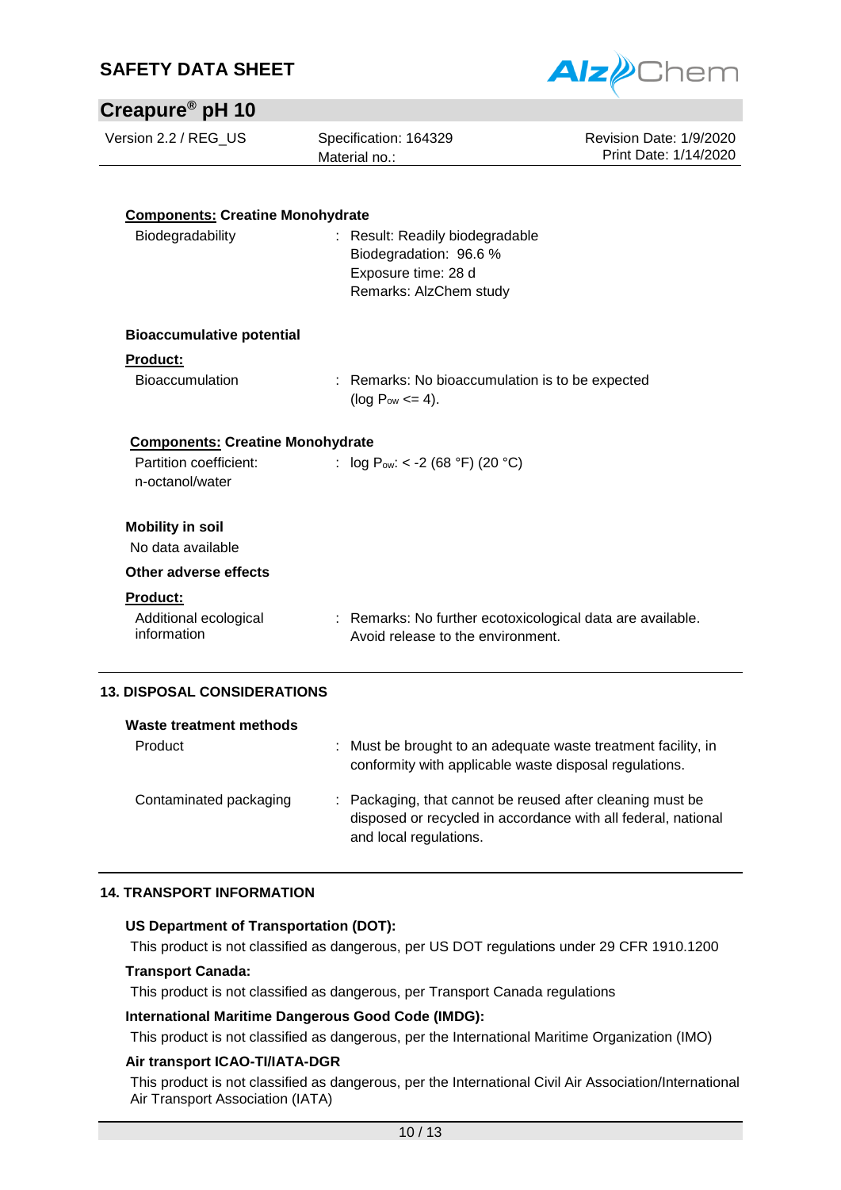**Components: Creatine Monohydrate**

Biodegradability : Result: Readily biodegradable
Biodegradation: 96.6 %
Exposure time: 28 d
Remarks: AlzChem study

**Bioaccumulative potential**

**Product:**

Bioaccumulation : Remarks: No bioaccumulation is to be expected (log $P_{ow}$ <= 4).

**Components: Creatine Monohydrate**

Partition coefficient: n-octanol/water : log $P_{ow}$: < -2 (68 °F) (20 °C)

**Mobility in soil**

No data available

**Other adverse effects**

**Product:**

Additional ecological information : Remarks: No further ecotoxicological data are available.
Avoid release to the environment.

## 13. DISPOSAL CONSIDERATIONS

**Waste treatment methods**

Product : Must be brought to an adequate waste treatment facility, in conformity with applicable waste disposal regulations.

Contaminated packaging : Packaging, that cannot be reused after cleaning must be disposed or recycled in accordance with all federal, national and local regulations.

## 14. TRANSPORT INFORMATION

**US Department of Transportation (DOT):**

This product is not classified as dangerous, per US DOT regulations under 29 CFR 1910.1200

**Transport Canada:**

This product is not classified as dangerous, per Transport Canada regulations

**International Maritime Dangerous Good Code (IMDG):**

This product is not classified as dangerous, per the International Maritime Organization (IMO)

**Air transport ICAO-TI/IATA-DGR**

This product is not classified as dangerous, per the International Civil Air Association/International Air Transport Association (IATA)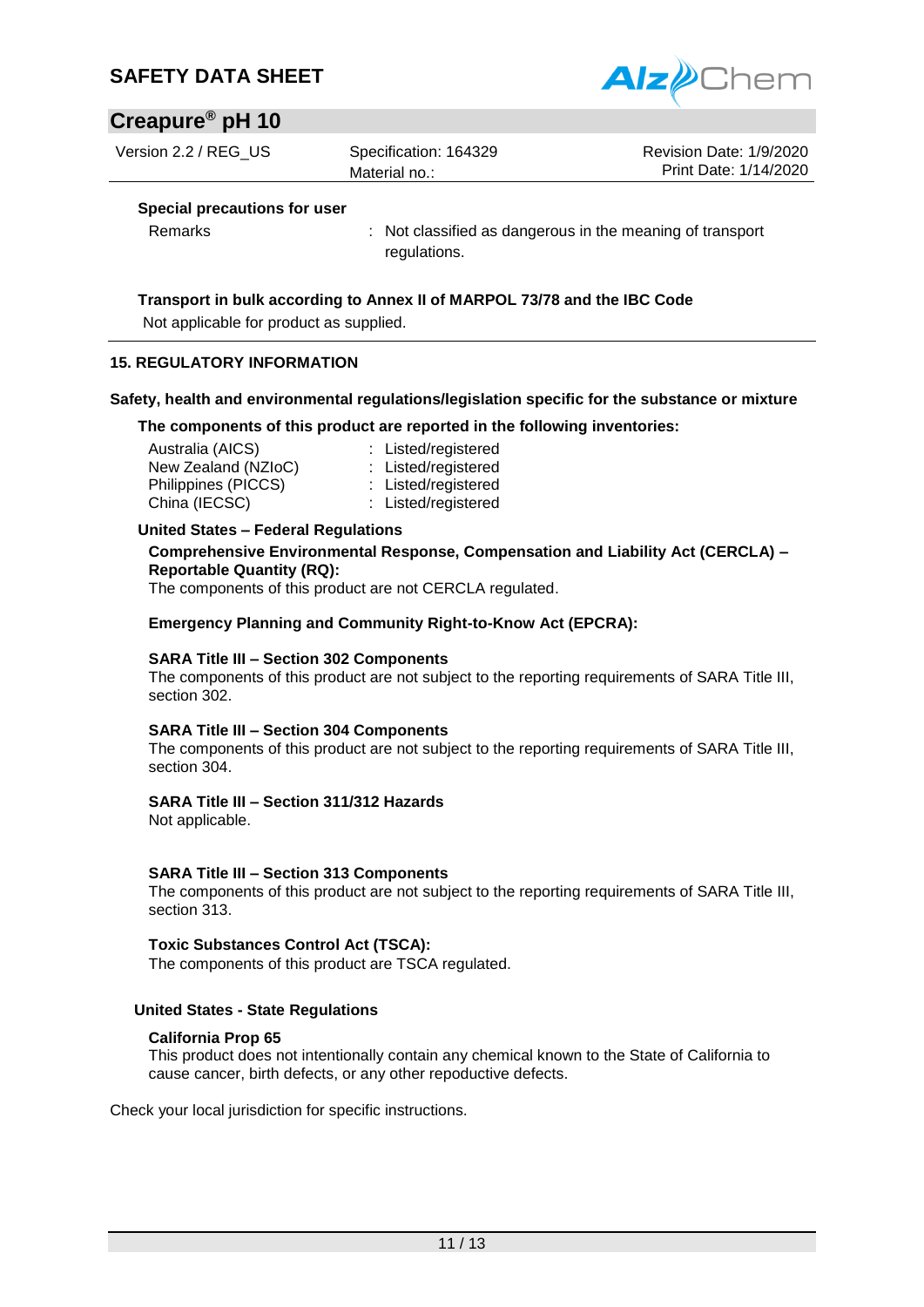**Special precautions for user**

| | |
|---|---|
| Remarks | : Not classified as dangerous in the meaning of transport regulations. |

**Transport in bulk according to Annex II of MARPOL 73/78 and the IBC Code**

Not applicable for product as supplied.

## 15. REGULATORY INFORMATION

**Safety, health and environmental regulations/legislation specific for the substance or mixture**

**The components of this product are reported in the following inventories:**

| | |
|---|---|
| Australia (AICS) | : Listed/registered |
| New Zealand (NZIoC) | : Listed/registered |
| Philippines (PICCS) | : Listed/registered |
| China (IECSC) | : Listed/registered |

**United States – Federal Regulations**

**Comprehensive Environmental Response, Compensation and Liability Act (CERCLA) – Reportable Quantity (RQ):**

The components of this product are not CERCLA regulated.

**Emergency Planning and Community Right-to-Know Act (EPCRA):**

**SARA Title III – Section 302 Components**

The components of this product are not subject to the reporting requirements of SARA Title III, section 302.

**SARA Title III – Section 304 Components**

The components of this product are not subject to the reporting requirements of SARA Title III, section 304.

**SARA Title III – Section 311/312 Hazards**

Not applicable.

**SARA Title III – Section 313 Components**

The components of this product are not subject to the reporting requirements of SARA Title III, section 313.

**Toxic Substances Control Act (TSCA):**

The components of this product are TSCA regulated.

**United States - State Regulations**

**California Prop 65**

This product does not intentionally contain any chemical known to the State of California to cause cancer, birth defects, or any other repoductive defects.

Check your local jurisdiction for specific instructions.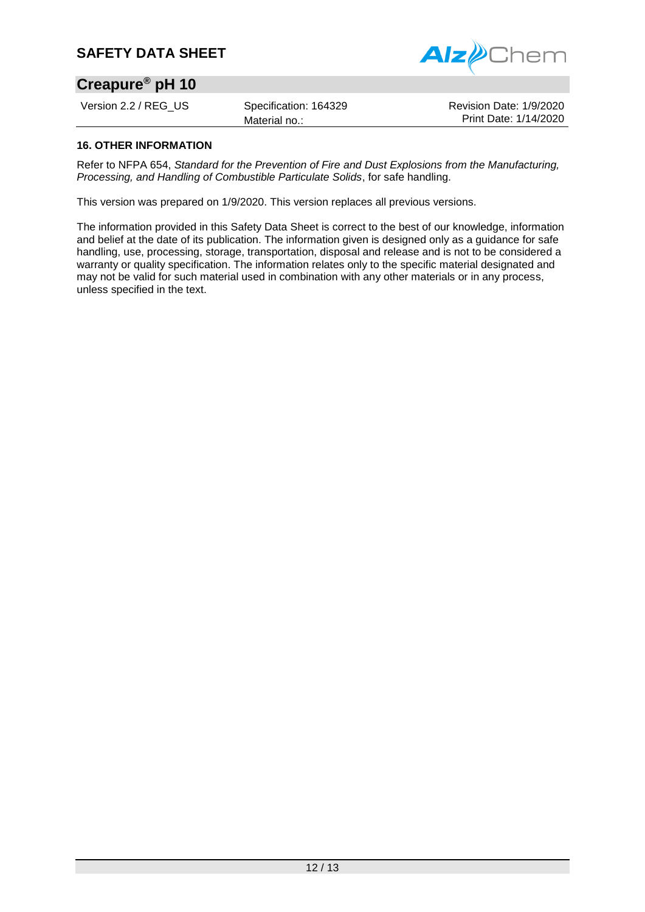## 16. OTHER INFORMATION

Refer to NFPA 654, *Standard for the Prevention of Fire and Dust Explosions from the Manufacturing, Processing, and Handling of Combustible Particulate Solids*, for safe handling.

This version was prepared on 1/9/2020. This version replaces all previous versions.

The information provided in this Safety Data Sheet is correct to the best of our knowledge, information and belief at the date of its publication. The information given is designed only as a guidance for safe handling, use, processing, storage, transportation, disposal and release and is not to be considered a warranty or quality specification. The information relates only to the specific material designated and may not be valid for such material used in combination with any other materials or in any process, unless specified in the text.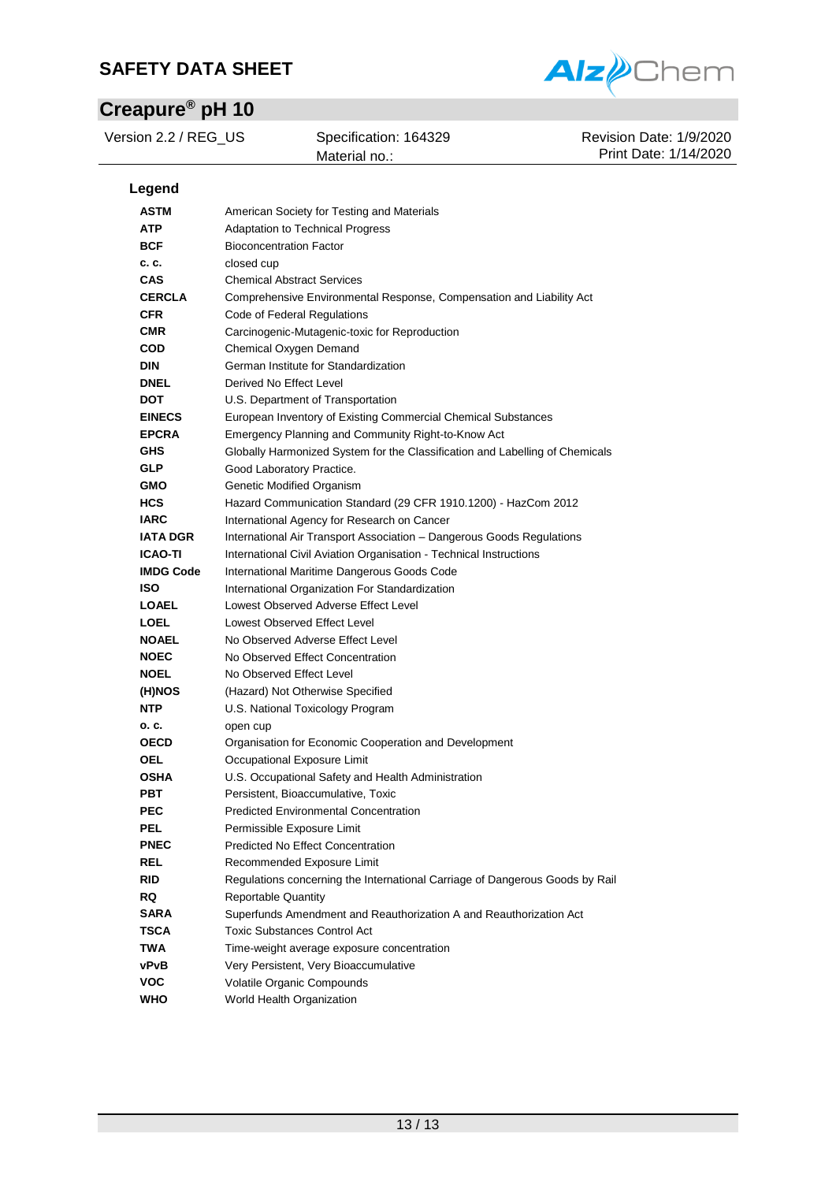## Legend

| | |
|---|---|
| **ASTM** | American Society for Testing and Materials |
| **ATP** | Adaptation to Technical Progress |
| **BCF** | Bioconcentration Factor |
| **c. c.** | closed cup |
| **CAS** | Chemical Abstract Services |
| **CERCLA** | Comprehensive Environmental Response, Compensation and Liability Act |
| **CFR** | Code of Federal Regulations |
| **CMR** | Carcinogenic-Mutagenic-toxic for Reproduction |
| **COD** | Chemical Oxygen Demand |
| **DIN** | German Institute for Standardization |
| **DNEL** | Derived No Effect Level |
| **DOT** | U.S. Department of Transportation |
| **EINECS** | European Inventory of Existing Commercial Chemical Substances |
| **EPCRA** | Emergency Planning and Community Right-to-Know Act |
| **GHS** | Globally Harmonized System for the Classification and Labelling of Chemicals |
| **GLP** | Good Laboratory Practice. |
| **GMO** | Genetic Modified Organism |
| **HCS** | Hazard Communication Standard (29 CFR 1910.1200) - HazCom 2012 |
| **IARC** | International Agency for Research on Cancer |
| **IATA DGR** | International Air Transport Association – Dangerous Goods Regulations |
| **ICAO-TI** | International Civil Aviation Organisation - Technical Instructions |
| **IMDG Code** | International Maritime Dangerous Goods Code |
| **ISO** | International Organization For Standardization |
| **LOAEL** | Lowest Observed Adverse Effect Level |
| **LOEL** | Lowest Observed Effect Level |
| **NOAEL** | No Observed Adverse Effect Level |
| **NOEC** | No Observed Effect Concentration |
| **NOEL** | No Observed Effect Level |
| **(H)NOS** | (Hazard) Not Otherwise Specified |
| **NTP** | U.S. National Toxicology Program |
| **o. c.** | open cup |
| **OECD** | Organisation for Economic Cooperation and Development |
| **OEL** | Occupational Exposure Limit |
| **OSHA** | U.S. Occupational Safety and Health Administration |
| **PBT** | Persistent, Bioaccumulative, Toxic |
| **PEC** | Predicted Environmental Concentration |
| **PEL** | Permissible Exposure Limit |
| **PNEC** | Predicted No Effect Concentration |
| **REL** | Recommended Exposure Limit |
| **RID** | Regulations concerning the International Carriage of Dangerous Goods by Rail |
| **RQ** | Reportable Quantity |
| **SARA** | Superfunds Amendment and Reauthorization A and Reauthorization Act |
| **TSCA** | Toxic Substances Control Act |
| **TWA** | Time-weight average exposure concentration |
| **vPvB** | Very Persistent, Very Bioaccumulative |
| **VOC** | Volatile Organic Compounds |
| **WHO** | World Health Organization |